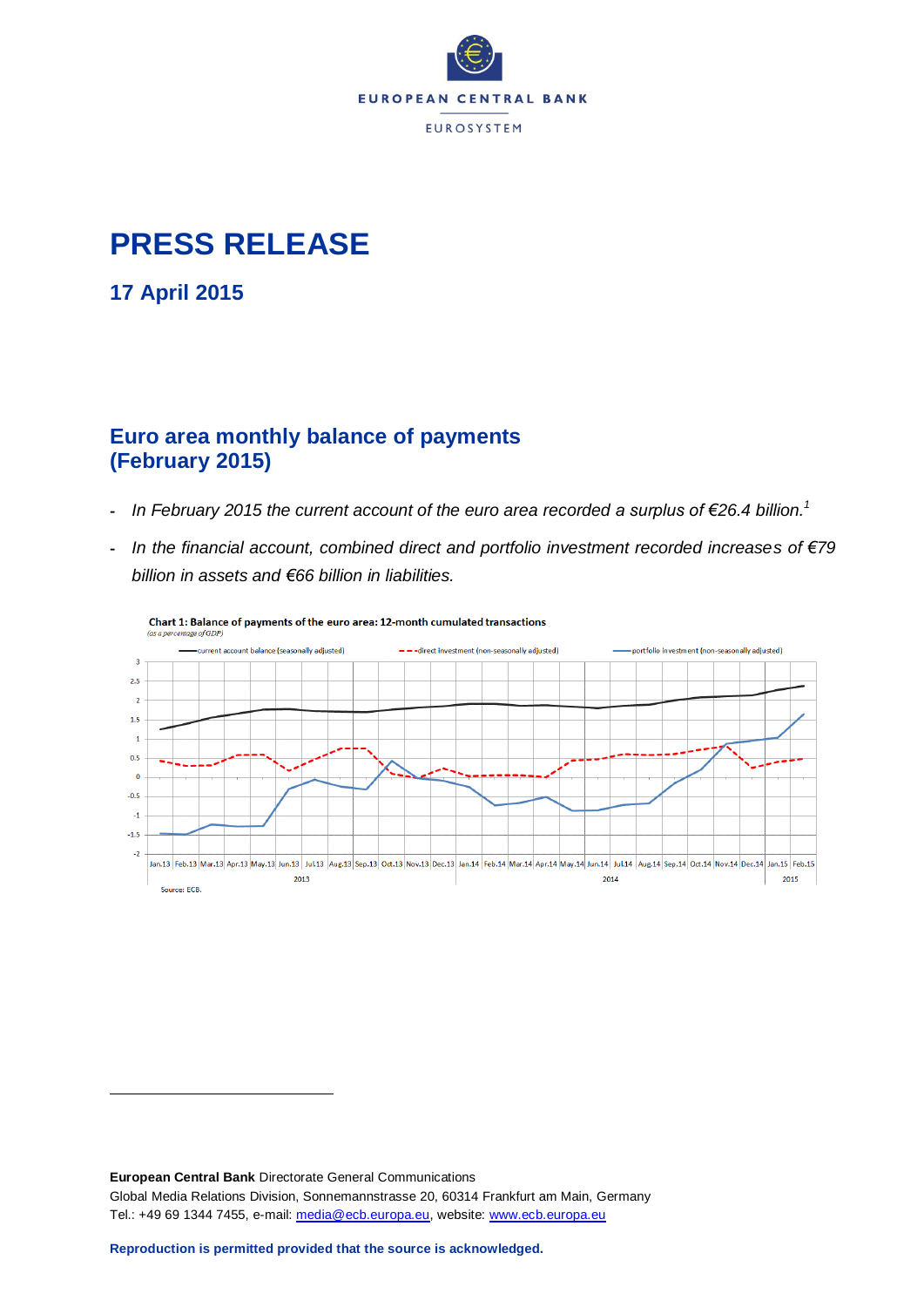# PRESS RELEASE

## 17 April 2015

## Euro area monthly balance of payments (February 2015)

- *In February 2015 the current account of the euro area recorded a surplus of €26.4 billion.*[1]
- *In the financial account, combined direct and portfolio investment recorded increases of €79 billion in assets and €66 billion in liabilities.*

**Chart 1: Balance of payments of the euro area: 12-month cumulated transactions**
*(as a percentage of GDP)*

Source: ECB.

**European Central Bank** Directorate General Communications
Global Media Relations Division, Sonnemannstrasse 20, 60314 Frankfurt am Main, Germany
Tel.: +49 69 1344 7455, e-mail: media@ecb.europa.eu, website: www.ecb.europa.eu

**Reproduction is permitted provided that the source is acknowledged.**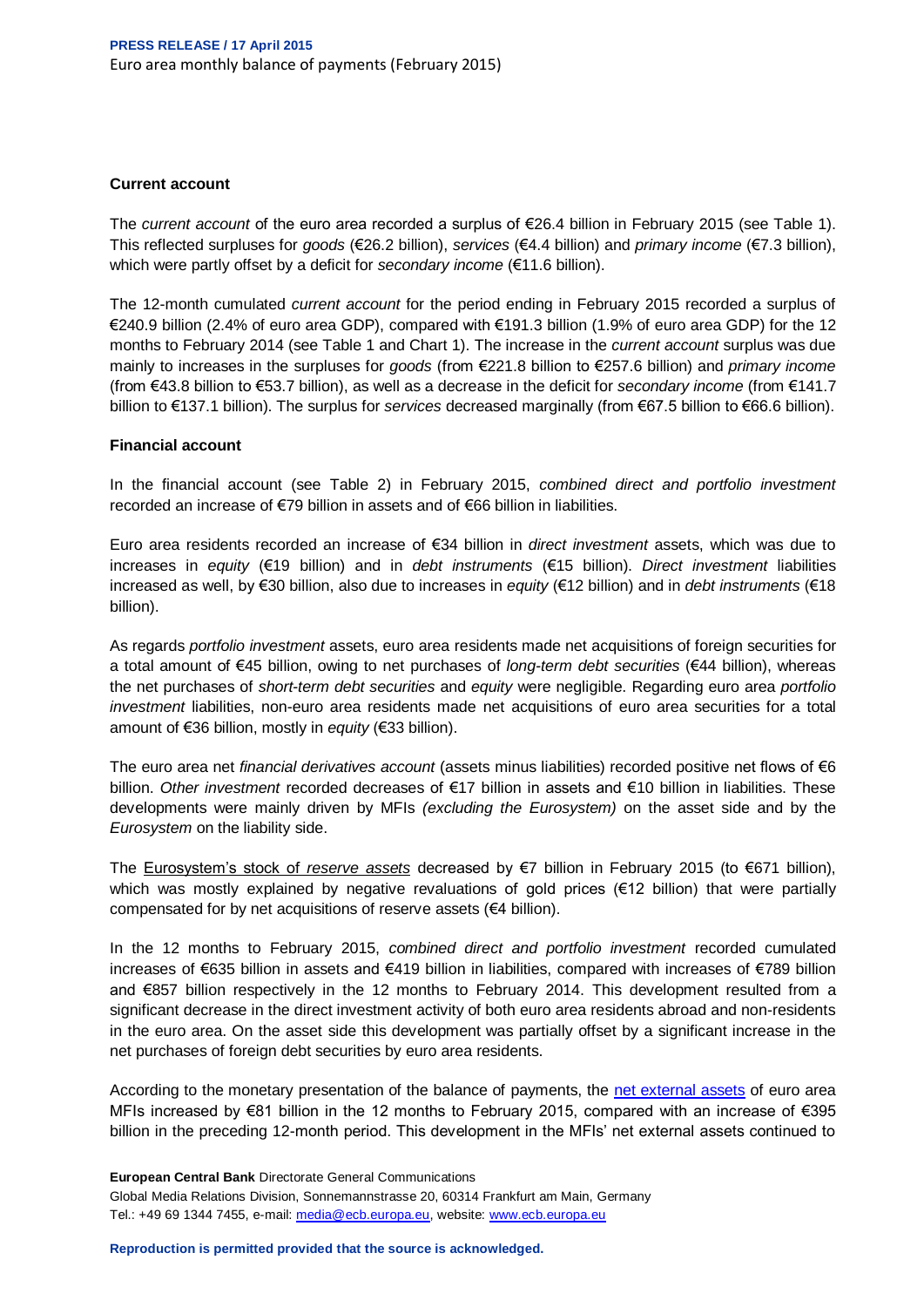### Current account

The *current account* of the euro area recorded a surplus of €26.4 billion in February 2015 (see Table 1). This reflected surpluses for *goods* (€26.2 billion), *services* (€4.4 billion) and *primary income* (€7.3 billion), which were partly offset by a deficit for *secondary income* (€11.6 billion).

The 12-month cumulated *current account* for the period ending in February 2015 recorded a surplus of €240.9 billion (2.4% of euro area GDP), compared with €191.3 billion (1.9% of euro area GDP) for the 12 months to February 2014 (see Table 1 and Chart 1). The increase in the *current account* surplus was due mainly to increases in the surpluses for *goods* (from €221.8 billion to €257.6 billion) and *primary income* (from €43.8 billion to €53.7 billion), as well as a decrease in the deficit for *secondary income* (from €141.7 billion to €137.1 billion). The surplus for *services* decreased marginally (from €67.5 billion to €66.6 billion).

### Financial account

In the financial account (see Table 2) in February 2015, *combined direct and portfolio investment* recorded an increase of €79 billion in assets and of €66 billion in liabilities.

Euro area residents recorded an increase of €34 billion in *direct investment* assets, which was due to increases in *equity* (€19 billion) and in *debt instruments* (€15 billion). *Direct investment* liabilities increased as well, by €30 billion, also due to increases in *equity* (€12 billion) and in *debt instruments* (€18 billion).

As regards *portfolio investment* assets, euro area residents made net acquisitions of foreign securities for a total amount of €45 billion, owing to net purchases of *long-term debt securities* (€44 billion), whereas the net purchases of *short-term debt securities* and *equity* were negligible. Regarding euro area *portfolio investment* liabilities, non-euro area residents made net acquisitions of euro area securities for a total amount of €36 billion, mostly in *equity* (€33 billion).

The euro area net *financial derivatives account* (assets minus liabilities) recorded positive net flows of €6 billion. *Other investment* recorded decreases of €17 billion in assets and €10 billion in liabilities. These developments were mainly driven by MFIs *(excluding the Eurosystem)* on the asset side and by the *Eurosystem* on the liability side.

The Eurosystem's stock of *reserve assets* decreased by €7 billion in February 2015 (to €671 billion), which was mostly explained by negative revaluations of gold prices (€12 billion) that were partially compensated for by net acquisitions of reserve assets (€4 billion).

In the 12 months to February 2015, *combined direct and portfolio investment* recorded cumulated increases of €635 billion in assets and €419 billion in liabilities, compared with increases of €789 billion and €857 billion respectively in the 12 months to February 2014. This development resulted from a significant decrease in the direct investment activity of both euro area residents abroad and non-residents in the euro area. On the asset side this development was partially offset by a significant increase in the net purchases of foreign debt securities by euro area residents.

According to the monetary presentation of the balance of payments, the net external assets of euro area MFIs increased by €81 billion in the 12 months to February 2015, compared with an increase of €395 billion in the preceding 12-month period. This development in the MFIs' net external assets continued to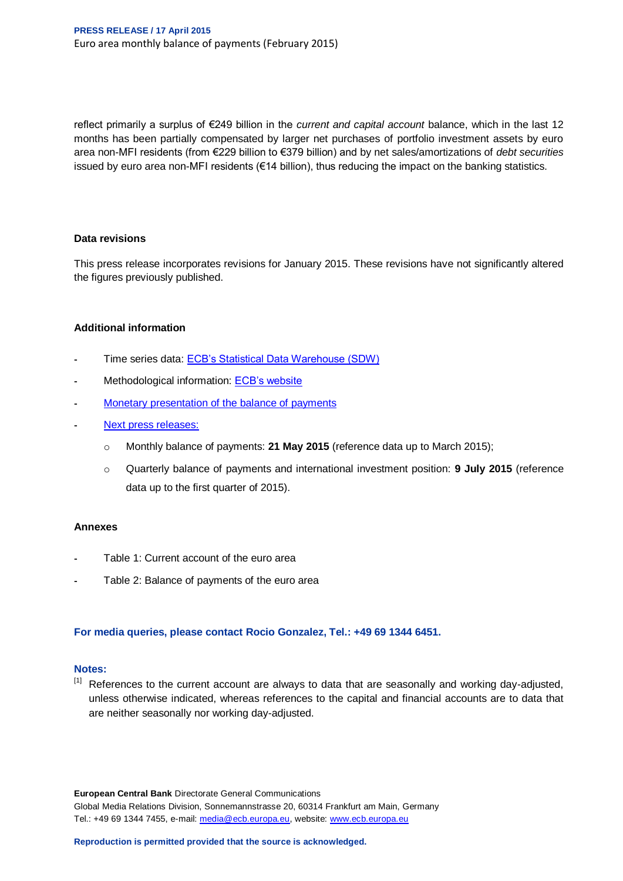reflect primarily a surplus of €249 billion in the *current and capital account* balance, which in the last 12 months has been partially compensated by larger net purchases of portfolio investment assets by euro area non-MFI residents (from €229 billion to €379 billion) and by net sales/amortizations of *debt securities* issued by euro area non-MFI residents (€14 billion), thus reducing the impact on the banking statistics.

**Data revisions**

This press release incorporates revisions for January 2015. These revisions have not significantly altered the figures previously published.

**Additional information**

- Time series data: ECB's Statistical Data Warehouse (SDW)
- Methodological information: ECB's website
- Monetary presentation of the balance of payments
- Next press releases:
  - Monthly balance of payments: **21 May 2015** (reference data up to March 2015);
  - Quarterly balance of payments and international investment position: **9 July 2015** (reference data up to the first quarter of 2015).

**Annexes**

- Table 1: Current account of the euro area
- Table 2: Balance of payments of the euro area

**For media queries, please contact Rocio Gonzalez, Tel.: +49 69 1344 6451.**

**Notes:**

[1] References to the current account are always to data that are seasonally and working day-adjusted, unless otherwise indicated, whereas references to the capital and financial accounts are to data that are neither seasonally nor working day-adjusted.

**European Central Bank** Directorate General Communications
Global Media Relations Division, Sonnemannstrasse 20, 60314 Frankfurt am Main, Germany
Tel.: +49 69 1344 7455, e-mail: media@ecb.europa.eu, website: www.ecb.europa.eu

**Reproduction is permitted provided that the source is acknowledged.**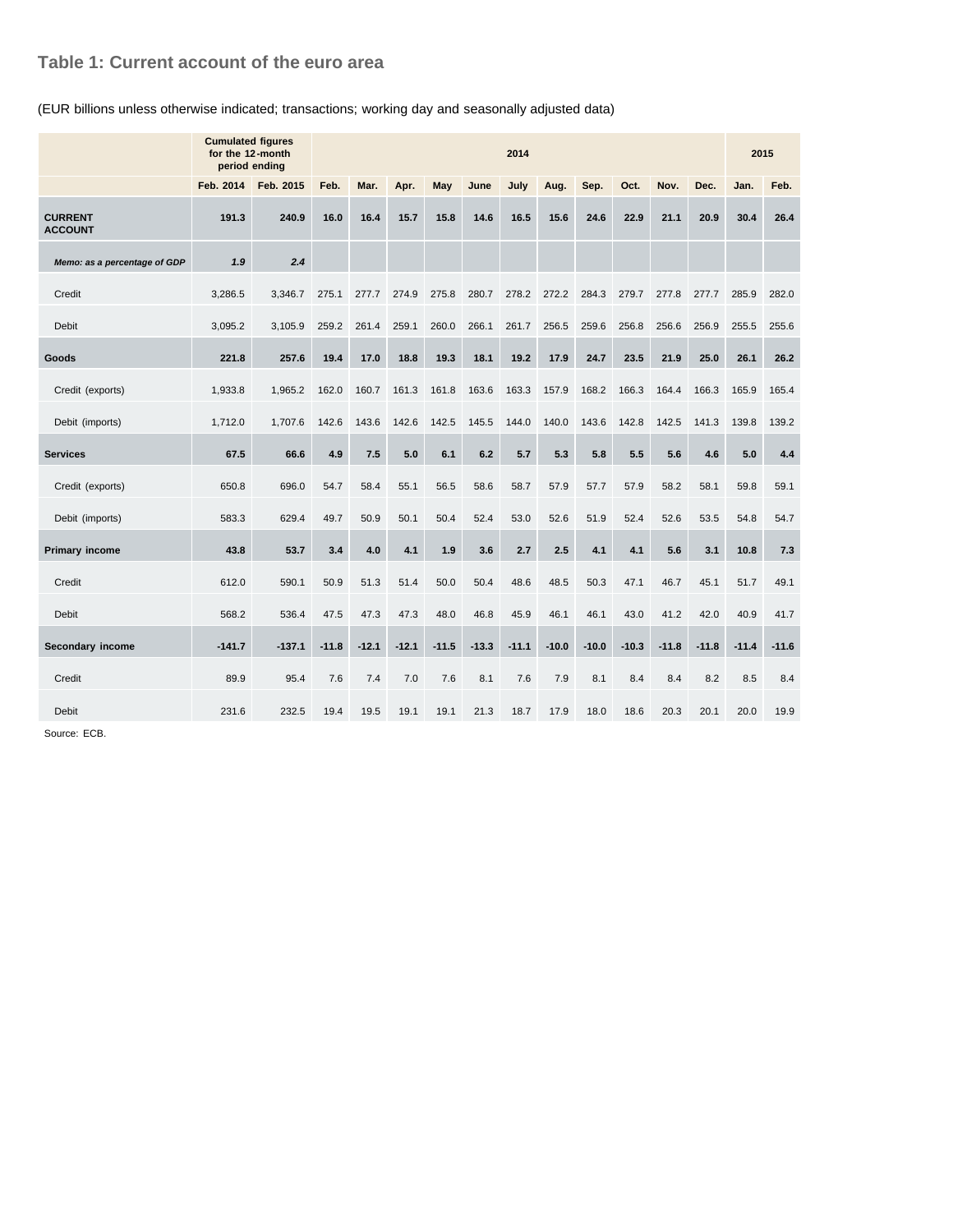## Table 1: Current account of the euro area

(EUR billions unless otherwise indicated; transactions; working day and seasonally adjusted data)

| | Cumulated figures for the 12-month period ending | | 2014 | | | | | | | | | | | 2015 | |
|---|---|---|---|---|---|---|---|---|---|---|---|---|---|---|---|
| | Feb. 2014 | Feb. 2015 | Feb. | Mar. | Apr. | May | June | July | Aug. | Sep. | Oct. | Nov. | Dec. | Jan. | Feb. |
| **CURRENT ACCOUNT** | **191.3** | **240.9** | **16.0** | **16.4** | **15.7** | **15.8** | **14.6** | **16.5** | **15.6** | **24.6** | **22.9** | **21.1** | **20.9** | **30.4** | **26.4** |
| ***Memo: as a percentage of GDP*** | ***1.9*** | ***2.4*** | | | | | | | | | | | | | |
| Credit | 3,286.5 | 3,346.7 | 275.1 | 277.7 | 274.9 | 275.8 | 280.7 | 278.2 | 272.2 | 284.3 | 279.7 | 277.8 | 277.7 | 285.9 | 282.0 |
| Debit | 3,095.2 | 3,105.9 | 259.2 | 261.4 | 259.1 | 260.0 | 266.1 | 261.7 | 256.5 | 259.6 | 256.8 | 256.6 | 256.9 | 255.5 | 255.6 |
| **Goods** | **221.8** | **257.6** | **19.4** | **17.0** | **18.8** | **19.3** | **18.1** | **19.2** | **17.9** | **24.7** | **23.5** | **21.9** | **25.0** | **26.1** | **26.2** |
| Credit (exports) | 1,933.8 | 1,965.2 | 162.0 | 160.7 | 161.3 | 161.8 | 163.6 | 163.3 | 157.9 | 168.2 | 166.3 | 164.4 | 166.3 | 165.9 | 165.4 |
| Debit (imports) | 1,712.0 | 1,707.6 | 142.6 | 143.6 | 142.6 | 142.5 | 145.5 | 144.0 | 140.0 | 143.6 | 142.8 | 142.5 | 141.3 | 139.8 | 139.2 |
| **Services** | **67.5** | **66.6** | **4.9** | **7.5** | **5.0** | **6.1** | **6.2** | **5.7** | **5.3** | **5.8** | **5.5** | **5.6** | **4.6** | **5.0** | **4.4** |
| Credit (exports) | 650.8 | 696.0 | 54.7 | 58.4 | 55.1 | 56.5 | 58.6 | 58.7 | 57.9 | 57.7 | 57.9 | 58.2 | 58.1 | 59.8 | 59.1 |
| Debit (imports) | 583.3 | 629.4 | 49.7 | 50.9 | 50.1 | 50.4 | 52.4 | 53.0 | 52.6 | 51.9 | 52.4 | 52.6 | 53.5 | 54.8 | 54.7 |
| **Primary income** | **43.8** | **53.7** | **3.4** | **4.0** | **4.1** | **1.9** | **3.6** | **2.7** | **2.5** | **4.1** | **4.1** | **5.6** | **3.1** | **10.8** | **7.3** |
| Credit | 612.0 | 590.1 | 50.9 | 51.3 | 51.4 | 50.0 | 50.4 | 48.6 | 48.5 | 50.3 | 47.1 | 46.7 | 45.1 | 51.7 | 49.1 |
| Debit | 568.2 | 536.4 | 47.5 | 47.3 | 47.3 | 48.0 | 46.8 | 45.9 | 46.1 | 46.1 | 43.0 | 41.2 | 42.0 | 40.9 | 41.7 |
| **Secondary income** | **-141.7** | **-137.1** | **-11.8** | **-12.1** | **-12.1** | **-11.5** | **-13.3** | **-11.1** | **-10.0** | **-10.0** | **-10.3** | **-11.8** | **-11.8** | **-11.4** | **-11.6** |
| Credit | 89.9 | 95.4 | 7.6 | 7.4 | 7.0 | 7.6 | 8.1 | 7.6 | 7.9 | 8.1 | 8.4 | 8.4 | 8.2 | 8.5 | 8.4 |
| Debit | 231.6 | 232.5 | 19.4 | 19.5 | 19.1 | 19.1 | 21.3 | 18.7 | 17.9 | 18.0 | 18.6 | 20.3 | 20.1 | 20.0 | 19.9 |

Source: ECB.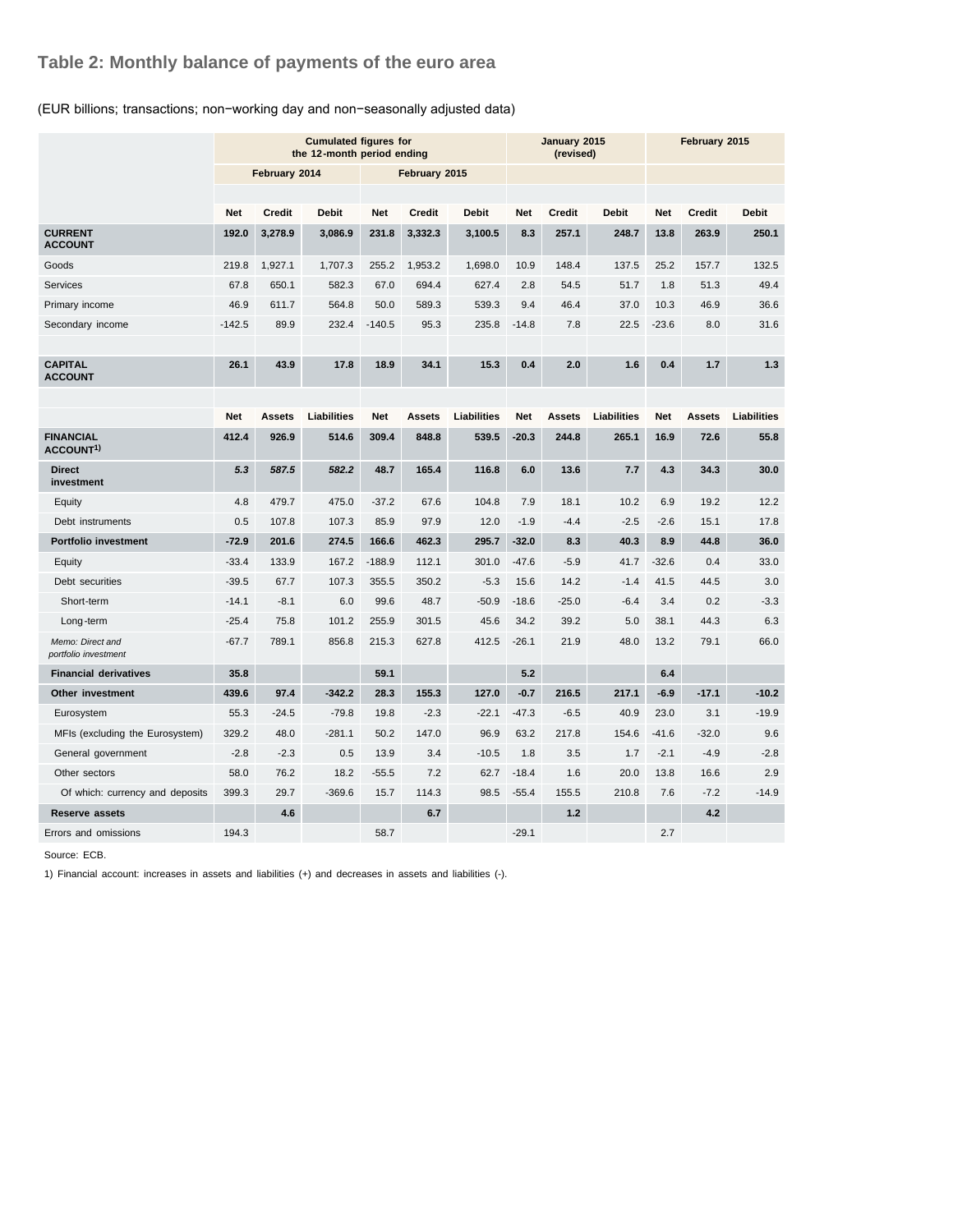## Table 2: Monthly balance of payments of the euro area

(EUR billions; transactions; non−working day and non−seasonally adjusted data)

| | Cumulated figures for the 12-month period ending | | | | | | January 2015 (revised) | | | February 2015 | | |
|---|---|---|---|---|---|---|---|---|---|---|---|---|
| | February 2014 | | | February 2015 | | | | | | | | |
| | **Net** | **Credit** | **Debit** | **Net** | **Credit** | **Debit** | **Net** | **Credit** | **Debit** | **Net** | **Credit** | **Debit** |
| **CURRENT ACCOUNT** | **192.0** | **3,278.9** | **3,086.9** | **231.8** | **3,332.3** | **3,100.5** | **8.3** | **257.1** | **248.7** | **13.8** | **263.9** | **250.1** |
| Goods | 219.8 | 1,927.1 | 1,707.3 | 255.2 | 1,953.2 | 1,698.0 | 10.9 | 148.4 | 137.5 | 25.2 | 157.7 | 132.5 |
| Services | 67.8 | 650.1 | 582.3 | 67.0 | 694.4 | 627.4 | 2.8 | 54.5 | 51.7 | 1.8 | 51.3 | 49.4 |
| Primary income | 46.9 | 611.7 | 564.8 | 50.0 | 589.3 | 539.3 | 9.4 | 46.4 | 37.0 | 10.3 | 46.9 | 36.6 |
| Secondary income | -142.5 | 89.9 | 232.4 | -140.5 | 95.3 | 235.8 | -14.8 | 7.8 | 22.5 | -23.6 | 8.0 | 31.6 |
| **CAPITAL ACCOUNT** | **26.1** | **43.9** | **17.8** | **18.9** | **34.1** | **15.3** | **0.4** | **2.0** | **1.6** | **0.4** | **1.7** | **1.3** |
| | **Net** | **Assets** | **Liabilities** | **Net** | **Assets** | **Liabilities** | **Net** | **Assets** | **Liabilities** | **Net** | **Assets** | **Liabilities** |
| **FINANCIAL ACCOUNT[1)]** | **412.4** | **926.9** | **514.6** | **309.4** | **848.8** | **539.5** | **-20.3** | **244.8** | **265.1** | **16.9** | **72.6** | **55.8** |
| **Direct investment** | ***5.3*** | ***587.5*** | ***582.2*** | **48.7** | **165.4** | **116.8** | **6.0** | **13.6** | **7.7** | **4.3** | **34.3** | **30.0** |
| Equity | 4.8 | 479.7 | 475.0 | -37.2 | 67.6 | 104.8 | 7.9 | 18.1 | 10.2 | 6.9 | 19.2 | 12.2 |
| Debt instruments | 0.5 | 107.8 | 107.3 | 85.9 | 97.9 | 12.0 | -1.9 | -4.4 | -2.5 | -2.6 | 15.1 | 17.8 |
| **Portfolio investment** | **-72.9** | **201.6** | **274.5** | **166.6** | **462.3** | **295.7** | **-32.0** | **8.3** | **40.3** | **8.9** | **44.8** | **36.0** |
| Equity | -33.4 | 133.9 | 167.2 | -188.9 | 112.1 | 301.0 | -47.6 | -5.9 | 41.7 | -32.6 | 0.4 | 33.0 |
| Debt securities | -39.5 | 67.7 | 107.3 | 355.5 | 350.2 | -5.3 | 15.6 | 14.2 | -1.4 | 41.5 | 44.5 | 3.0 |
| Short-term | -14.1 | -8.1 | 6.0 | 99.6 | 48.7 | -50.9 | -18.6 | -25.0 | -6.4 | 3.4 | 0.2 | -3.3 |
| Long-term | -25.4 | 75.8 | 101.2 | 255.9 | 301.5 | 45.6 | 34.2 | 39.2 | 5.0 | 38.1 | 44.3 | 6.3 |
| *Memo: Direct and portfolio investment* | -67.7 | 789.1 | 856.8 | 215.3 | 627.8 | 412.5 | -26.1 | 21.9 | 48.0 | 13.2 | 79.1 | 66.0 |
| **Financial derivatives** | **35.8** | | | **59.1** | | | **5.2** | | | **6.4** | | |
| **Other investment** | **439.6** | **97.4** | **-342.2** | **28.3** | **155.3** | **127.0** | **-0.7** | **216.5** | **217.1** | **-6.9** | **-17.1** | **-10.2** |
| Eurosystem | 55.3 | -24.5 | -79.8 | 19.8 | -2.3 | -22.1 | -47.3 | -6.5 | 40.9 | 23.0 | 3.1 | -19.9 |
| MFIs (excluding the Eurosystem) | 329.2 | 48.0 | -281.1 | 50.2 | 147.0 | 96.9 | 63.2 | 217.8 | 154.6 | -41.6 | -32.0 | 9.6 |
| General government | -2.8 | -2.3 | 0.5 | 13.9 | 3.4 | -10.5 | 1.8 | 3.5 | 1.7 | -2.1 | -4.9 | -2.8 |
| Other sectors | 58.0 | 76.2 | 18.2 | -55.5 | 7.2 | 62.7 | -18.4 | 1.6 | 20.0 | 13.8 | 16.6 | 2.9 |
| Of which: currency and deposits | 399.3 | 29.7 | -369.6 | 15.7 | 114.3 | 98.5 | -55.4 | 155.5 | 210.8 | 7.6 | -7.2 | -14.9 |
| **Reserve assets** | | **4.6** | | | **6.7** | | | **1.2** | | | **4.2** | |
| Errors and omissions | 194.3 | | | 58.7 | | | -29.1 | | | 2.7 | | |

Source: ECB.

1) Financial account: increases in assets and liabilities (+) and decreases in assets and liabilities (-).